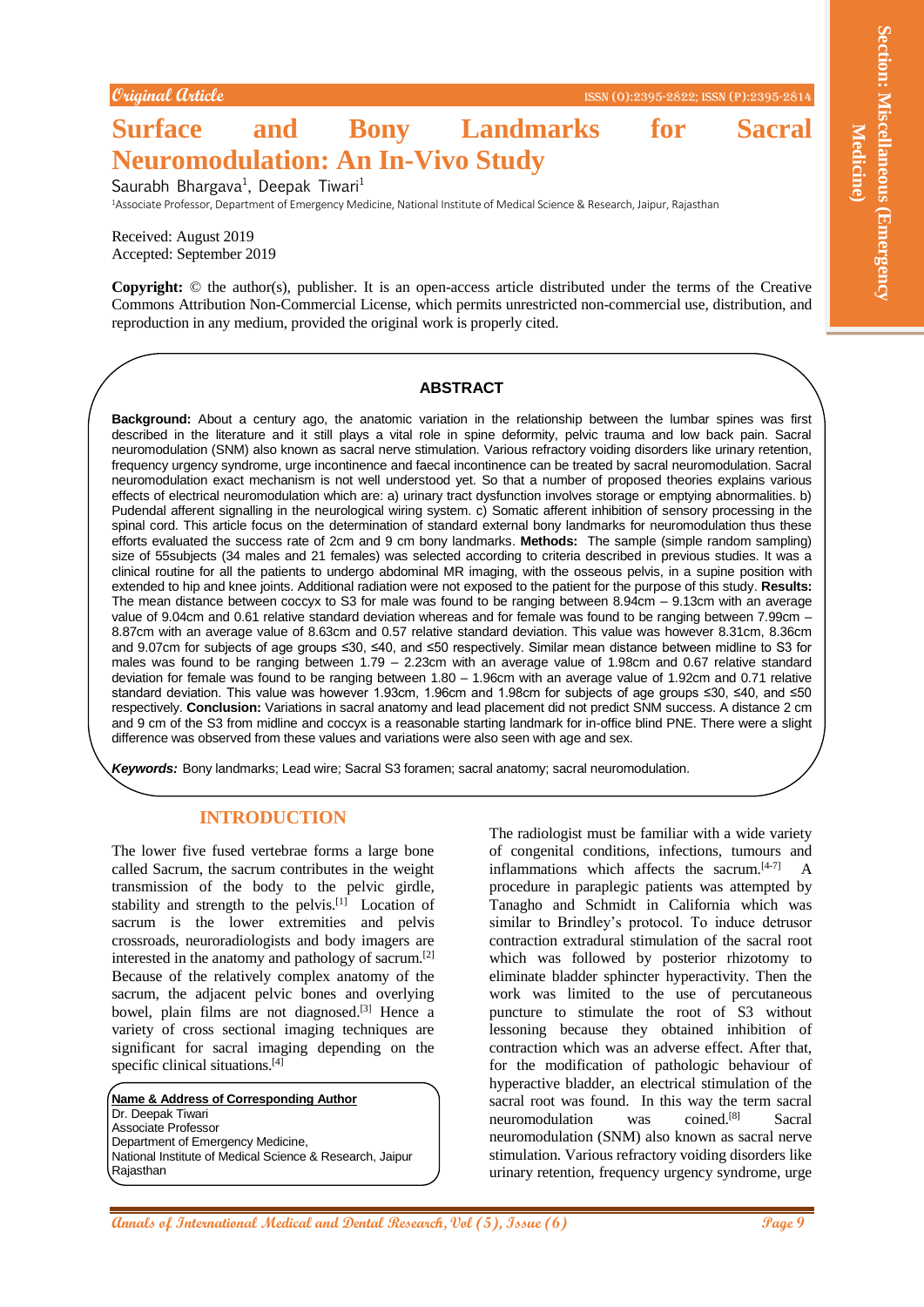Original Article

# Surface and Bony Landmarks for Sacral Neuromodulation: An In-Vivo Study

Saurabh Bhargava[1], Deepak Tiwari[1]

[1]Associate Professor, Department of Emergency Medicine, National Institute of Medical Science & Research, Jaipur, Rajasthan

Received: August 2019
Accepted: September 2019

**Copyright:** © the author(s), publisher. It is an open-access article distributed under the terms of the Creative Commons Attribution Non-Commercial License, which permits unrestricted non-commercial use, distribution, and reproduction in any medium, provided the original work is properly cited.

## ABSTRACT

**Background:** About a century ago, the anatomic variation in the relationship between the lumbar spines was first described in the literature and it still plays a vital role in spine deformity, pelvic trauma and low back pain. Sacral neuromodulation (SNM) also known as sacral nerve stimulation. Various refractory voiding disorders like urinary retention, frequency urgency syndrome, urge incontinence and faecal incontinence can be treated by sacral neuromodulation. Sacral neuromodulation exact mechanism is not well understood yet. So that a number of proposed theories explains various effects of electrical neuromodulation which are: a) urinary tract dysfunction involves storage or emptying abnormalities. b) Pudendal afferent signalling in the neurological wiring system. c) Somatic afferent inhibition of sensory processing in the spinal cord. This article focus on the determination of standard external bony landmarks for neuromodulation thus these efforts evaluated the success rate of 2cm and 9 cm bony landmarks. **Methods:** The sample (simple random sampling) size of 55subjects (34 males and 21 females) was selected according to criteria described in previous studies. It was a clinical routine for all the patients to undergo abdominal MR imaging, with the osseous pelvis, in a supine position with extended to hip and knee joints. Additional radiation were not exposed to the patient for the purpose of this study. **Results:** The mean distance between coccyx to S3 for male was found to be ranging between 8.94cm – 9.13cm with an average value of 9.04cm and 0.61 relative standard deviation whereas and for female was found to be ranging between 7.99cm – 8.87cm with an average value of 8.63cm and 0.57 relative standard deviation. This value was however 8.31cm, 8.36cm and 9.07cm for subjects of age groups ≤30, ≤40, and ≤50 respectively. Similar mean distance between midline to S3 for males was found to be ranging between 1.79 – 2.23cm with an average value of 1.98cm and 0.67 relative standard deviation for female was found to be ranging between 1.80 – 1.96cm with an average value of 1.92cm and 0.71 relative standard deviation. This value was however 1.93cm, 1.96cm and 1.98cm for subjects of age groups ≤30, ≤40, and ≤50 respectively. **Conclusion:** Variations in sacral anatomy and lead placement did not predict SNM success. A distance 2 cm and 9 cm of the S3 from midline and coccyx is a reasonable starting landmark for in-office blind PNE. There were a slight difference was observed from these values and variations were also seen with age and sex.

***Keywords:*** Bony landmarks; Lead wire; Sacral S3 foramen; sacral anatomy; sacral neuromodulation.

## INTRODUCTION

The lower five fused vertebrae forms a large bone called Sacrum, the sacrum contributes in the weight transmission of the body to the pelvic girdle, stability and strength to the pelvis.[1] Location of sacrum is the lower extremities and pelvis crossroads, neuroradiologists and body imagers are interested in the anatomy and pathology of sacrum.[2] Because of the relatively complex anatomy of the sacrum, the adjacent pelvic bones and overlying bowel, plain films are not diagnosed.[3] Hence a variety of cross sectional imaging techniques are significant for sacral imaging depending on the specific clinical situations.[4]

**Name & Address of Corresponding Author**
Dr. Deepak Tiwari
Associate Professor
Department of Emergency Medicine,
National Institute of Medical Science & Research, Jaipur
Rajasthan

The radiologist must be familiar with a wide variety of congenital conditions, infections, tumours and inflammations which affects the sacrum.[4-7] A procedure in paraplegic patients was attempted by Tanagho and Schmidt in California which was similar to Brindley's protocol. To induce detrusor contraction extradural stimulation of the sacral root which was followed by posterior rhizotomy to eliminate bladder sphincter hyperactivity. Then the work was limited to the use of percutaneous puncture to stimulate the root of S3 without lessoning because they obtained inhibition of contraction which was an adverse effect. After that, for the modification of pathologic behaviour of hyperactive bladder, an electrical stimulation of the sacral root was found. In this way the term sacral neuromodulation was coined.[8] Sacral neuromodulation (SNM) also known as sacral nerve stimulation. Various refractory voiding disorders like urinary retention, frequency urgency syndrome, urge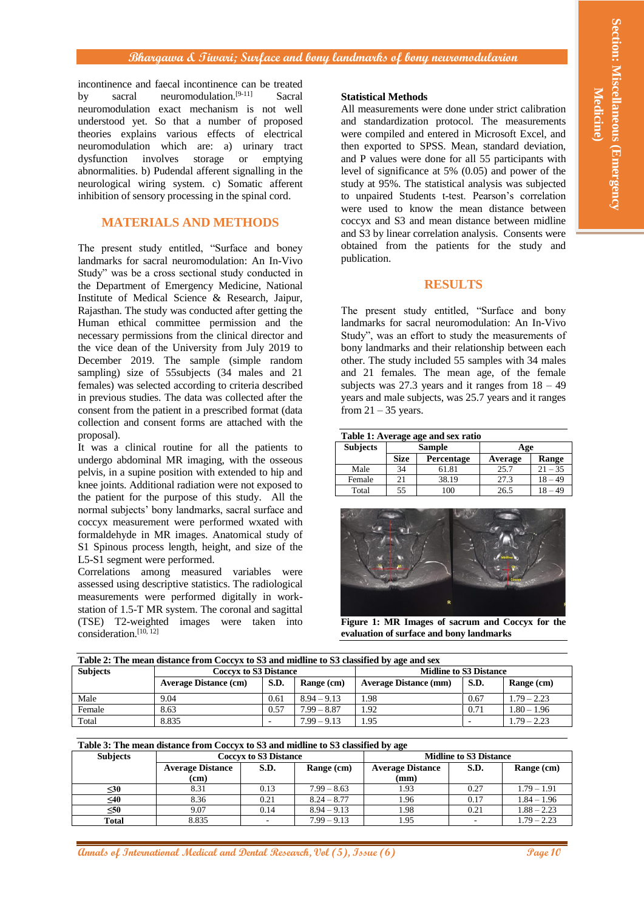incontinence and faecal incontinence can be treated by sacral neuromodulation.[9-11] Sacral neuromodulation exact mechanism is not well understood yet. So that a number of proposed theories explains various effects of electrical neuromodulation which are: a) urinary tract dysfunction involves storage or emptying abnormalities. b) Pudendal afferent signalling in the neurological wiring system. c) Somatic afferent inhibition of sensory processing in the spinal cord.

## MATERIALS AND METHODS

The present study entitled, "Surface and boney landmarks for sacral neuromodulation: An In-Vivo Study" was be a cross sectional study conducted in the Department of Emergency Medicine, National Institute of Medical Science & Research, Jaipur, Rajasthan. The study was conducted after getting the Human ethical committee permission and the necessary permissions from the clinical director and the vice dean of the University from July 2019 to December 2019. The sample (simple random sampling) size of 55subjects (34 males and 21 females) was selected according to criteria described in previous studies. The data was collected after the consent from the patient in a prescribed format (data collection and consent forms are attached with the proposal).

It was a clinical routine for all the patients to undergo abdominal MR imaging, with the osseous pelvis, in a supine position with extended to hip and knee joints. Additional radiation were not exposed to the patient for the purpose of this study. All the normal subjects' bony landmarks, sacral surface and coccyx measurement were performed wxated with formaldehyde in MR images. Anatomical study of S1 Spinous process length, height, and size of the L5-S1 segment were performed.

Correlations among measured variables were assessed using descriptive statistics. The radiological measurements were performed digitally in work-station of 1.5-T MR system. The coronal and sagittal (TSE) T2-weighted images were taken into consideration.[10, 12]

**Statistical Methods**

All measurements were done under strict calibration and standardization protocol. The measurements were compiled and entered in Microsoft Excel, and then exported to SPSS. Mean, standard deviation, and P values were done for all 55 participants with level of significance at 5% (0.05) and power of the study at 95%. The statistical analysis was subjected to unpaired Students t-test. Pearson's correlation were used to know the mean distance between coccyx and S3 and mean distance between midline and S3 by linear correlation analysis. Consents were obtained from the patients for the study and publication.

## RESULTS

The present study entitled, "Surface and bony landmarks for sacral neuromodulation: An In-Vivo Study", was an effort to study the measurements of bony landmarks and their relationship between each other. The study included 55 samples with 34 males and 21 females. The mean age, of the female subjects was 27.3 years and it ranges from 18 – 49 years and male subjects, was 25.7 years and it ranges from 21 – 35 years.

**Table 1: Average age and sex ratio**

| Subjects | Sample | | Age | |
|---|---|---|---|---|
| | Size | Percentage | Average | Range |
| Male | 34 | 61.81 | 25.7 | 21 – 35 |
| Female | 21 | 38.19 | 27.3 | 18 – 49 |
| Total | 55 | 100 | 26.5 | 18 – 49 |

**Figure 1: MR Images of sacrum and Coccyx for the evaluation of surface and bony landmarks**

**Table 2: The mean distance from Coccyx to S3 and midline to S3 classified by age and sex**

| Subjects | Coccyx to S3 Distance | | | Midline to S3 Distance | | |
|---|---|---|---|---|---|---|
| | Average Distance (cm) | S.D. | Range (cm) | Average Distance (mm) | S.D. | Range (cm) |
| Male | 9.04 | 0.61 | 8.94 – 9.13 | 1.98 | 0.67 | 1.79 – 2.23 |
| Female | 8.63 | 0.57 | 7.99 – 8.87 | 1.92 | 0.71 | 1.80 – 1.96 |
| Total | 8.835 | - | 7.99 – 9.13 | 1.95 | - | 1.79 – 2.23 |

**Table 3: The mean distance from Coccyx to S3 and midline to S3 classified by age**

| Subjects | Coccyx to S3 Distance | | | Midline to S3 Distance | | |
|---|---|---|---|---|---|---|
| | Average Distance (cm) | S.D. | Range (cm) | Average Distance (mm) | S.D. | Range (cm) |
| ≤30 | 8.31 | 0.13 | 7.99 – 8.63 | 1.93 | 0.27 | 1.79 – 1.91 |
| ≤40 | 8.36 | 0.21 | 8.24 – 8.77 | 1.96 | 0.17 | 1.84 – 1.96 |
| ≤50 | 9.07 | 0.14 | 8.94 – 9.13 | 1.98 | 0.21 | 1.88 – 2.23 |
| **Total** | 8.835 | - | 7.99 – 9.13 | 1.95 | - | 1.79 – 2.23 |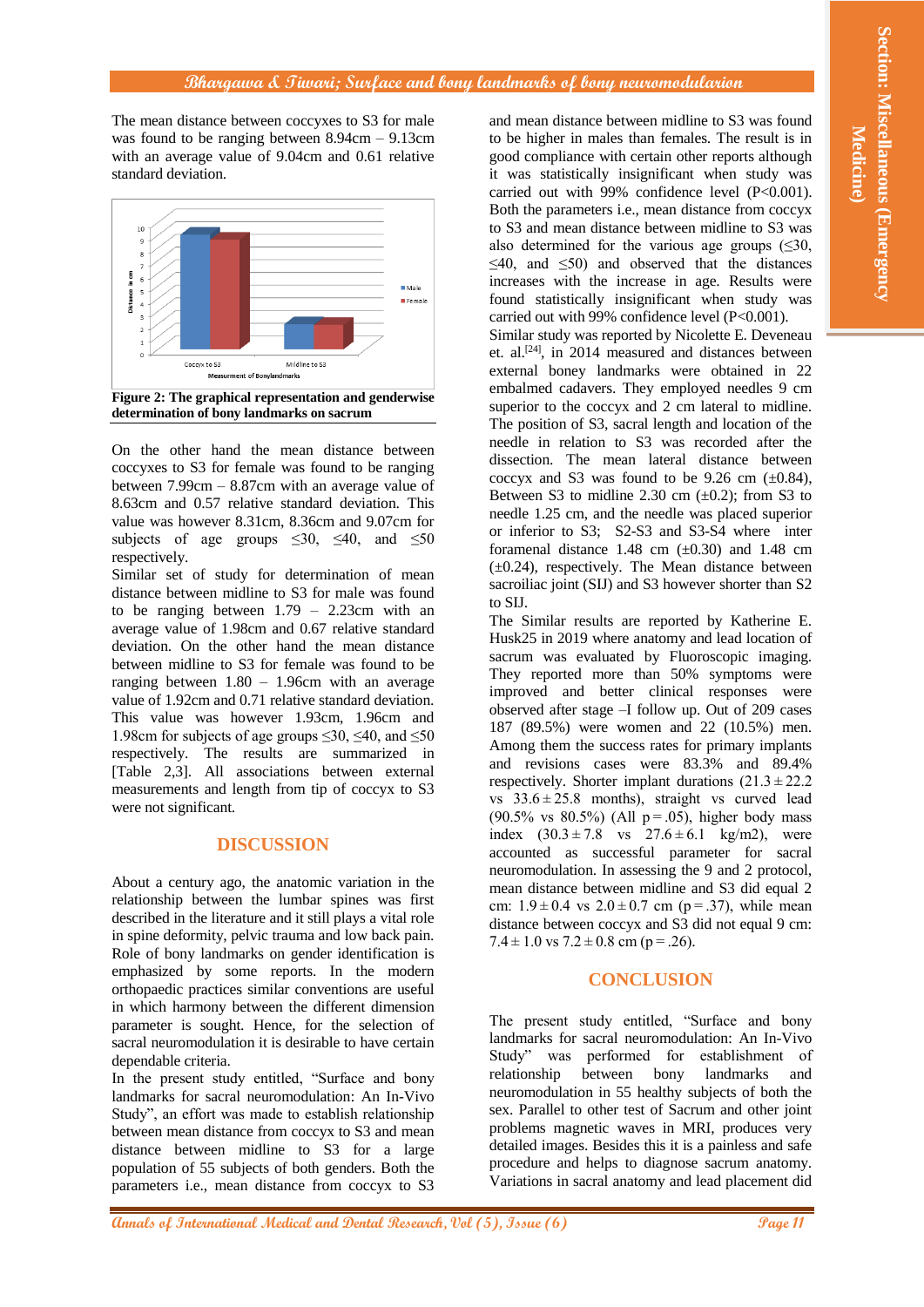The mean distance between coccyxes to S3 for male was found to be ranging between 8.94cm – 9.13cm with an average value of 9.04cm and 0.61 relative standard deviation.

**Figure 2: The graphical representation and genderwise determination of bony landmarks on sacrum**

On the other hand the mean distance between coccyxes to S3 for female was found to be ranging between 7.99cm – 8.87cm with an average value of 8.63cm and 0.57 relative standard deviation. This value was however 8.31cm, 8.36cm and 9.07cm for subjects of age groups ≤30, ≤40, and ≤50 respectively.

Similar set of study for determination of mean distance between midline to S3 for male was found to be ranging between 1.79 – 2.23cm with an average value of 1.98cm and 0.67 relative standard deviation. On the other hand the mean distance between midline to S3 for female was found to be ranging between 1.80 – 1.96cm with an average value of 1.92cm and 0.71 relative standard deviation. This value was however 1.93cm, 1.96cm and 1.98cm for subjects of age groups ≤30, ≤40, and ≤50 respectively. The results are summarized in [Table 2,3]. All associations between external measurements and length from tip of coccyx to S3 were not significant.

## DISCUSSION

About a century ago, the anatomic variation in the relationship between the lumbar spines was first described in the literature and it still plays a vital role in spine deformity, pelvic trauma and low back pain. Role of bony landmarks on gender identification is emphasized by some reports. In the modern orthopaedic practices similar conventions are useful in which harmony between the different dimension parameter is sought. Hence, for the selection of sacral neuromodulation it is desirable to have certain dependable criteria.

In the present study entitled, "Surface and bony landmarks for sacral neuromodulation: An In-Vivo Study", an effort was made to establish relationship between mean distance from coccyx to S3 and mean distance between midline to S3 for a large population of 55 subjects of both genders. Both the parameters i.e., mean distance from coccyx to S3 and mean distance between midline to S3 was found to be higher in males than females. The result is in good compliance with certain other reports although it was statistically insignificant when study was carried out with 99% confidence level (P<0.001). Both the parameters i.e., mean distance from coccyx to S3 and mean distance between midline to S3 was also determined for the various age groups (≤30, ≤40, and ≤50) and observed that the distances increases with the increase in age. Results were found statistically insignificant when study was carried out with 99% confidence level (P<0.001).

Similar study was reported by Nicolette E. Deveneau et. al.[24], in 2014 measured and distances between external boney landmarks were obtained in 22 embalmed cadavers. They employed needles 9 cm superior to the coccyx and 2 cm lateral to midline. The position of S3, sacral length and location of the needle in relation to S3 was recorded after the dissection. The mean lateral distance between coccyx and S3 was found to be 9.26 cm (±0.84), Between S3 to midline 2.30 cm (±0.2); from S3 to needle 1.25 cm, and the needle was placed superior or inferior to S3; S2-S3 and S3-S4 where inter foramenal distance 1.48 cm (±0.30) and 1.48 cm (±0.24), respectively. The Mean distance between sacroiliac joint (SIJ) and S3 however shorter than S2 to SIJ.

The Similar results are reported by Katherine E. Husk25 in 2019 where anatomy and lead location of sacrum was evaluated by Fluoroscopic imaging. They reported more than 50% symptoms were improved and better clinical responses were observed after stage –I follow up. Out of 209 cases 187 (89.5%) were women and 22 (10.5%) men. Among them the success rates for primary implants and revisions cases were 83.3% and 89.4% respectively. Shorter implant durations (21.3 ± 22.2 vs 33.6 ± 25.8 months), straight vs curved lead (90.5% vs 80.5%) (All p = .05), higher body mass index (30.3 ± 7.8 vs 27.6 ± 6.1 kg/m2), were accounted as successful parameter for sacral neuromodulation. In assessing the 9 and 2 protocol, mean distance between midline and S3 did equal 2 cm: 1.9 ± 0.4 vs 2.0 ± 0.7 cm (p = .37), while mean distance between coccyx and S3 did not equal 9 cm: 7.4 ± 1.0 vs 7.2 ± 0.8 cm (p = .26).

## CONCLUSION

The present study entitled, "Surface and bony landmarks for sacral neuromodulation: An In-Vivo Study" was performed for establishment of relationship between bony landmarks and neuromodulation in 55 healthy subjects of both the sex. Parallel to other test of Sacrum and other joint problems magnetic waves in MRI, produces very detailed images. Besides this it is a painless and safe procedure and helps to diagnose sacrum anatomy. Variations in sacral anatomy and lead placement did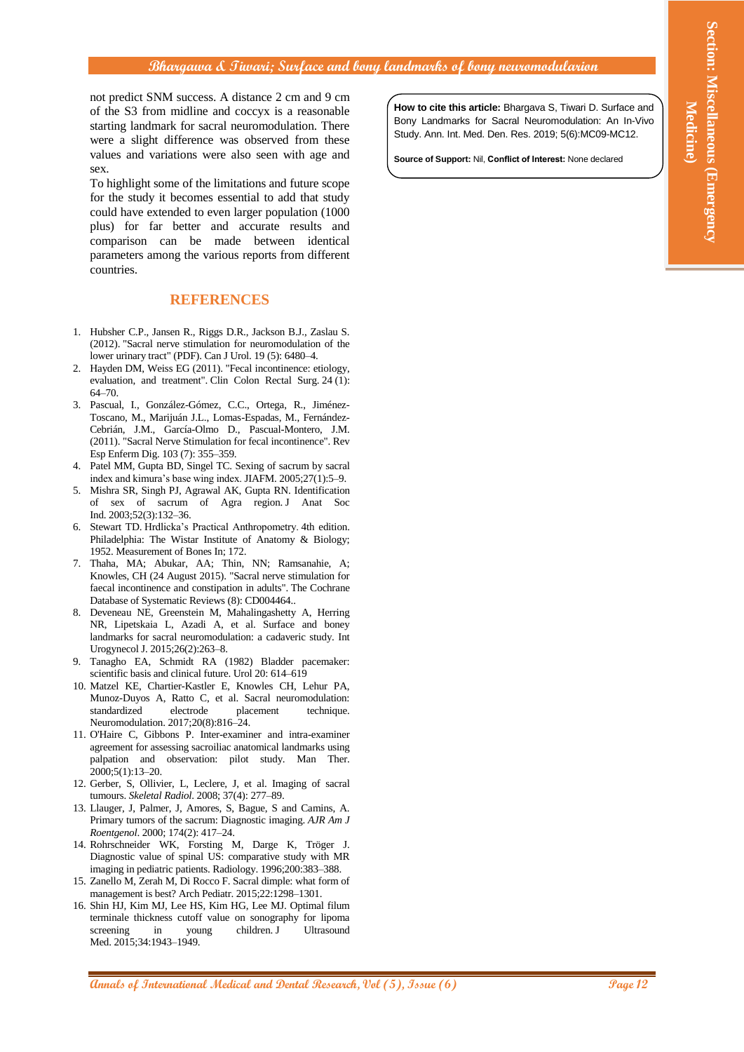not predict SNM success. A distance 2 cm and 9 cm of the S3 from midline and coccyx is a reasonable starting landmark for sacral neuromodulation. There were a slight difference was observed from these values and variations were also seen with age and sex.

To highlight some of the limitations and future scope for the study it becomes essential to add that study could have extended to even larger population (1000 plus) for far better and accurate results and comparison can be made between identical parameters among the various reports from different countries.

## REFERENCES

1. Hubsher C.P., Jansen R., Riggs D.R., Jackson B.J., Zaslau S. (2012). "Sacral nerve stimulation for neuromodulation of the lower urinary tract" (PDF). Can J Urol. 19 (5): 6480–4.
2. Hayden DM, Weiss EG (2011). "Fecal incontinence: etiology, evaluation, and treatment". Clin Colon Rectal Surg. 24 (1): 64–70.
3. Pascual, I., González-Gómez, C.C., Ortega, R., Jiménez-Toscano, M., Marijuán J.L., Lomas-Espadas, M., Fernández-Cebrián, J.M., García-Olmo D., Pascual-Montero, J.M. (2011). "Sacral Nerve Stimulation for fecal incontinence". Rev Esp Enferm Dig. 103 (7): 355–359.
4. Patel MM, Gupta BD, Singel TC. Sexing of sacrum by sacral index and kimura's base wing index. JIAFM. 2005;27(1):5–9.
5. Mishra SR, Singh PJ, Agrawal AK, Gupta RN. Identification of sex of sacrum of Agra region. J Anat Soc Ind. 2003;52(3):132–36.
6. Stewart TD. Hrdlicka's Practical Anthropometry. 4th edition. Philadelphia: The Wistar Institute of Anatomy & Biology; 1952. Measurement of Bones In; 172.
7. Thaha, MA; Abukar, AA; Thin, NN; Ramsanahie, A; Knowles, CH (24 August 2015). "Sacral nerve stimulation for faecal incontinence and constipation in adults". The Cochrane Database of Systematic Reviews (8): CD004464..
8. Deveneau NE, Greenstein M, Mahalingashetty A, Herring NR, Lipetskaia L, Azadi A, et al. Surface and boney landmarks for sacral neuromodulation: a cadaveric study. Int Urogynecol J. 2015;26(2):263–8.
9. Tanagho EA, Schmidt RA (1982) Bladder pacemaker: scientific basis and clinical future. Urol 20: 614–619
10. Matzel KE, Chartier-Kastler E, Knowles CH, Lehur PA, Munoz-Duyos A, Ratto C, et al. Sacral neuromodulation: standardized electrode placement technique. Neuromodulation. 2017;20(8):816–24.
11. O'Haire C, Gibbons P. Inter-examiner and intra-examiner agreement for assessing sacroiliac anatomical landmarks using palpation and observation: pilot study. Man Ther. 2000;5(1):13–20.
12. Gerber, S, Ollivier, L, Leclere, J, et al. Imaging of sacral tumours. *Skeletal Radiol*. 2008; 37(4): 277–89.
13. Llauger, J, Palmer, J, Amores, S, Bague, S and Camins, A. Primary tumors of the sacrum: Diagnostic imaging. *AJR Am J Roentgenol*. 2000; 174(2): 417–24.
14. Rohrschneider WK, Forsting M, Darge K, Tröger J. Diagnostic value of spinal US: comparative study with MR imaging in pediatric patients. Radiology. 1996;200:383–388.
15. Zanello M, Zerah M, Di Rocco F. Sacral dimple: what form of management is best? Arch Pediatr. 2015;22:1298–1301.
16. Shin HJ, Kim MJ, Lee HS, Kim HG, Lee MJ. Optimal filum terminale thickness cutoff value on sonography for lipoma screening in young children. J Ultrasound Med. 2015;34:1943–1949.

**How to cite this article:** Bhargava S, Tiwari D. Surface and Bony Landmarks for Sacral Neuromodulation: An In-Vivo Study. Ann. Int. Med. Den. Res. 2019; 5(6):MC09-MC12.

**Source of Support:** Nil, **Conflict of Interest:** None declared